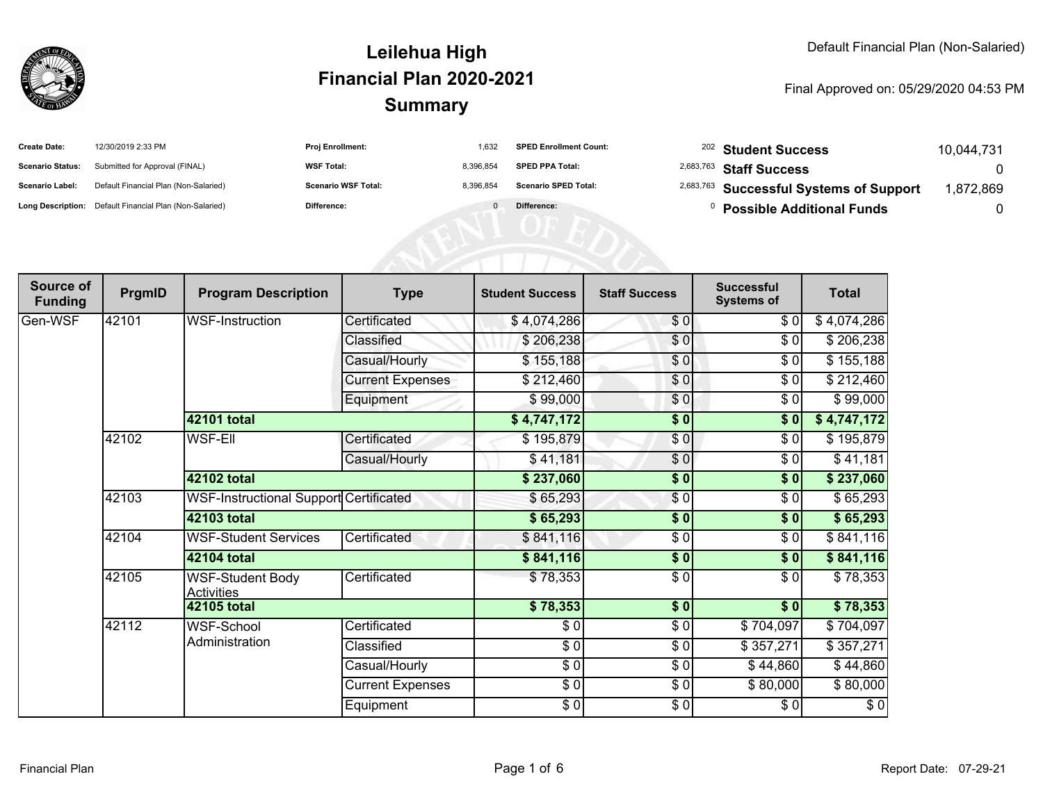# Leilehua High
## Financial Plan 2020-2021
## Summary

Default Financial Plan (Non-Salaried)

Final Approved on: 05/29/2020 04:53 PM

| | | | | | | | |
|---|---|---|---|---|---|---|---|
| **Create Date:** | 12/30/2019 2:33 PM | **Proj Enrollment:** | 1,632 | **SPED Enrollment Count:** | 202 | **Student Success** | 10,044,731 |
| **Scenario Status:** | Submitted for Approval (FINAL) | **WSF Total:** | 8,396,854 | **SPED PPA Total:** | 2,683,763 | **Staff Success** | 0 |
| **Scenario Label:** | Default Financial Plan (Non-Salaried) | **Scenario WSF Total:** | 8,396,854 | **Scenario SPED Total:** | 2,683,763 | **Successful Systems of Support** | 1,872,869 |
| **Long Description:** | Default Financial Plan (Non-Salaried) | **Difference:** | 0 | **Difference:** | 0 | **Possible Additional Funds** | 0 |

| Source of Funding | PrgmID | Program Description | Type | Student Success | Staff Success | Successful Systems of | Total |
|---|---|---|---|---|---|---|---|
| Gen-WSF | 42101 | WSF-Instruction | Certificated | $ 4,074,286 | $ 0 | $ 0 | $ 4,074,286 |
| | | | Classified | $ 206,238 | $ 0 | $ 0 | $ 206,238 |
| | | | Casual/Hourly | $ 155,188 | $ 0 | $ 0 | $ 155,188 |
| | | | Current Expenses | $ 212,460 | $ 0 | $ 0 | $ 212,460 |
| | | | Equipment | $ 99,000 | $ 0 | $ 0 | $ 99,000 |
| | | **42101 total** | | **$ 4,747,172** | **$ 0** | **$ 0** | **$ 4,747,172** |
| | 42102 | WSF-Ell | Certificated | $ 195,879 | $ 0 | $ 0 | $ 195,879 |
| | | | Casual/Hourly | $ 41,181 | $ 0 | $ 0 | $ 41,181 |
| | | **42102 total** | | **$ 237,060** | **$ 0** | **$ 0** | **$ 237,060** |
| | 42103 | WSF-Instructional Support | Certificated | $ 65,293 | $ 0 | $ 0 | $ 65,293 |
| | | **42103 total** | | **$ 65,293** | **$ 0** | **$ 0** | **$ 65,293** |
| | 42104 | WSF-Student Services | Certificated | $ 841,116 | $ 0 | $ 0 | $ 841,116 |
| | | **42104 total** | | **$ 841,116** | **$ 0** | **$ 0** | **$ 841,116** |
| | 42105 | WSF-Student Body Activities | Certificated | $ 78,353 | $ 0 | $ 0 | $ 78,353 |
| | | **42105 total** | | **$ 78,353** | **$ 0** | **$ 0** | **$ 78,353** |
| | 42112 | WSF-School Administration | Certificated | $ 0 | $ 0 | $ 704,097 | $ 704,097 |
| | | | Classified | $ 0 | $ 0 | $ 357,271 | $ 357,271 |
| | | | Casual/Hourly | $ 0 | $ 0 | $ 44,860 | $ 44,860 |
| | | | Current Expenses | $ 0 | $ 0 | $ 80,000 | $ 80,000 |
| | | | Equipment | $ 0 | $ 0 | $ 0 | $ 0 |

Financial Plan

Report Date: 07-29-21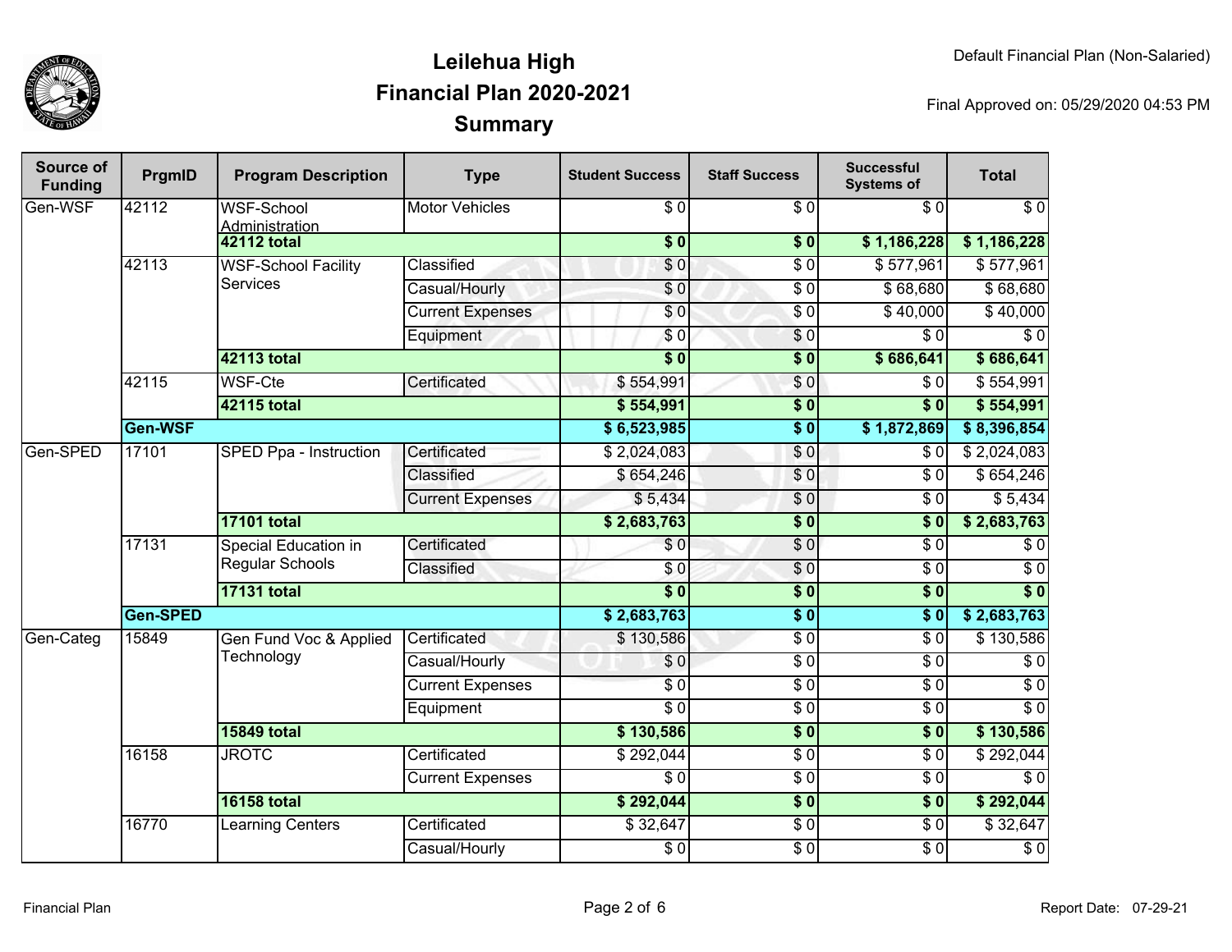# Leilehua High
## Financial Plan 2020-2021
## Summary

Default Financial Plan (Non-Salaried)

Final Approved on: 05/29/2020 04:53 PM

| Source of Funding | PrgmID | Program Description | Type | Student Success | Staff Success | Successful Systems of | Total |
|---|---|---|---|---|---|---|---|
| Gen-WSF | 42112 | WSF-School Administration | Motor Vehicles | $ 0 | $ 0 | $ 0 | $ 0 |
| | | **42112 total** | | **$ 0** | **$ 0** | **$ 1,186,228** | **$ 1,186,228** |
| | 42113 | WSF-School Facility Services | Classified | $ 0 | $ 0 | $ 577,961 | $ 577,961 |
| | | | Casual/Hourly | $ 0 | $ 0 | $ 68,680 | $ 68,680 |
| | | | Current Expenses | $ 0 | $ 0 | $ 40,000 | $ 40,000 |
| | | | Equipment | $ 0 | $ 0 | $ 0 | $ 0 |
| | | **42113 total** | | **$ 0** | **$ 0** | **$ 686,641** | **$ 686,641** |
| | 42115 | WSF-Cte | Certificated | $ 554,991 | $ 0 | $ 0 | $ 554,991 |
| | | **42115 total** | | **$ 554,991** | **$ 0** | **$ 0** | **$ 554,991** |
| | **Gen-WSF** | | | **$ 6,523,985** | **$ 0** | **$ 1,872,869** | **$ 8,396,854** |
| Gen-SPED | 17101 | SPED Ppa - Instruction | Certificated | $ 2,024,083 | $ 0 | $ 0 | $ 2,024,083 |
| | | | Classified | $ 654,246 | $ 0 | $ 0 | $ 654,246 |
| | | | Current Expenses | $ 5,434 | $ 0 | $ 0 | $ 5,434 |
| | | **17101 total** | | **$ 2,683,763** | **$ 0** | **$ 0** | **$ 2,683,763** |
| | 17131 | Special Education in Regular Schools | Certificated | $ 0 | $ 0 | $ 0 | $ 0 |
| | | | Classified | $ 0 | $ 0 | $ 0 | $ 0 |
| | | **17131 total** | | **$ 0** | **$ 0** | **$ 0** | **$ 0** |
| | **Gen-SPED** | | | **$ 2,683,763** | **$ 0** | **$ 0** | **$ 2,683,763** |
| Gen-Categ | 15849 | Gen Fund Voc & Applied Technology | Certificated | $ 130,586 | $ 0 | $ 0 | $ 130,586 |
| | | | Casual/Hourly | $ 0 | $ 0 | $ 0 | $ 0 |
| | | | Current Expenses | $ 0 | $ 0 | $ 0 | $ 0 |
| | | | Equipment | $ 0 | $ 0 | $ 0 | $ 0 |
| | | **15849 total** | | **$ 130,586** | **$ 0** | **$ 0** | **$ 130,586** |
| | 16158 | JROTC | Certificated | $ 292,044 | $ 0 | $ 0 | $ 292,044 |
| | | | Current Expenses | $ 0 | $ 0 | $ 0 | $ 0 |
| | | **16158 total** | | **$ 292,044** | **$ 0** | **$ 0** | **$ 292,044** |
| | 16770 | Learning Centers | Certificated | $ 32,647 | $ 0 | $ 0 | $ 32,647 |
| | | | Casual/Hourly | $ 0 | $ 0 | $ 0 | $ 0 |

Report Date: 07-29-21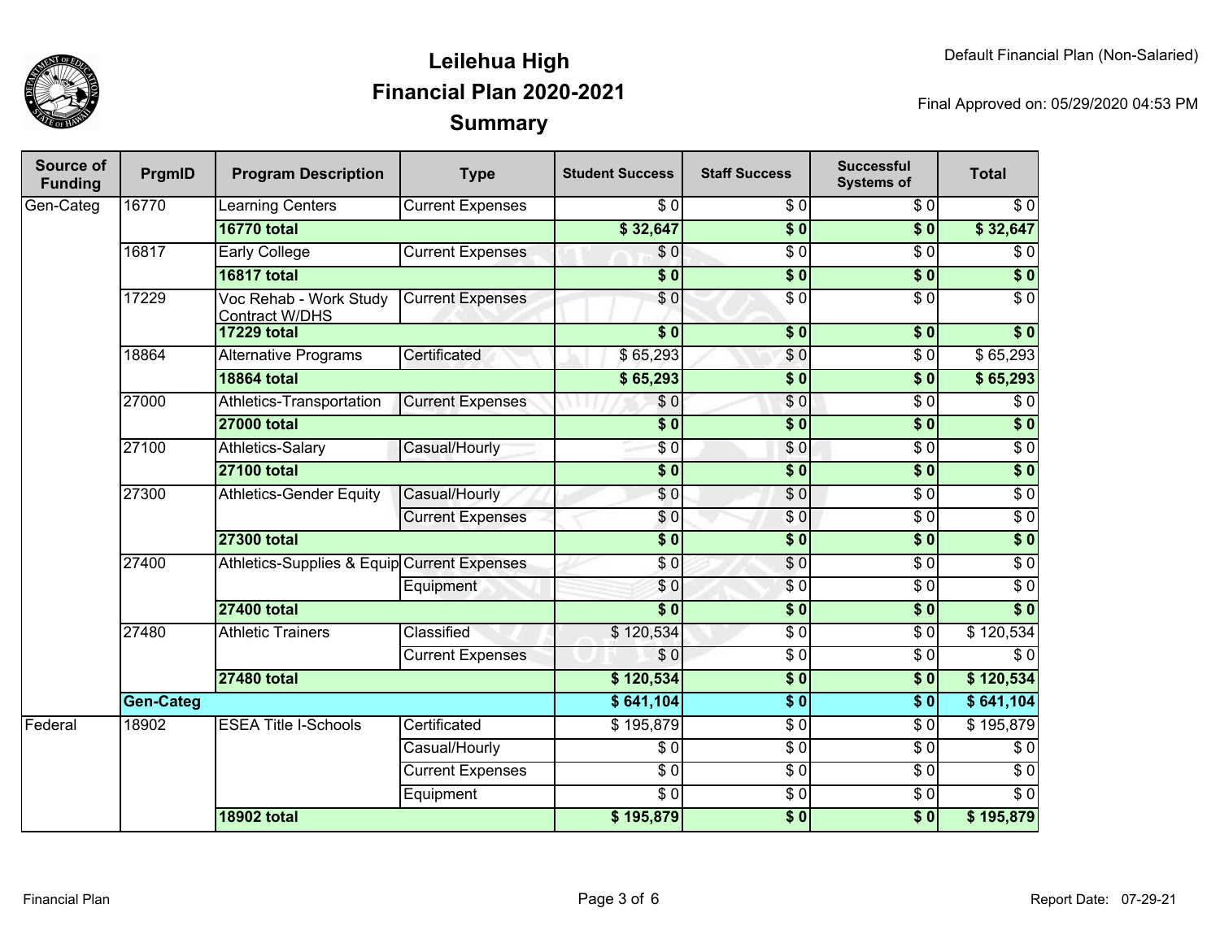# Leilehua High
## Financial Plan 2020-2021
## Summary

Default Financial Plan (Non-Salaried)

Final Approved on: 05/29/2020 04:53 PM

| Source of Funding | PrgmID | Program Description | Type | Student Success | Staff Success | Successful Systems of | Total |
|---|---|---|---|---|---|---|---|
| Gen-Categ | 16770 | Learning Centers | Current Expenses | $ 0 | $ 0 | $ 0 | $ 0 |
| | | **16770 total** | | **$ 32,647** | **$ 0** | **$ 0** | **$ 32,647** |
| | 16817 | Early College | Current Expenses | $ 0 | $ 0 | $ 0 | $ 0 |
| | | **16817 total** | | **$ 0** | **$ 0** | **$ 0** | **$ 0** |
| | 17229 | Voc Rehab - Work Study Contract W/DHS | Current Expenses | $ 0 | $ 0 | $ 0 | $ 0 |
| | | **17229 total** | | **$ 0** | **$ 0** | **$ 0** | **$ 0** |
| | 18864 | Alternative Programs | Certificated | $ 65,293 | $ 0 | $ 0 | $ 65,293 |
| | | **18864 total** | | **$ 65,293** | **$ 0** | **$ 0** | **$ 65,293** |
| | 27000 | Athletics-Transportation | Current Expenses | $ 0 | $ 0 | $ 0 | $ 0 |
| | | **27000 total** | | **$ 0** | **$ 0** | **$ 0** | **$ 0** |
| | 27100 | Athletics-Salary | Casual/Hourly | $ 0 | $ 0 | $ 0 | $ 0 |
| | | **27100 total** | | **$ 0** | **$ 0** | **$ 0** | **$ 0** |
| | 27300 | Athletics-Gender Equity | Casual/Hourly | $ 0 | $ 0 | $ 0 | $ 0 |
| | | | Current Expenses | $ 0 | $ 0 | $ 0 | $ 0 |
| | | **27300 total** | | **$ 0** | **$ 0** | **$ 0** | **$ 0** |
| | 27400 | Athletics-Supplies & Equip | Current Expenses | $ 0 | $ 0 | $ 0 | $ 0 |
| | | | Equipment | $ 0 | $ 0 | $ 0 | $ 0 |
| | | **27400 total** | | **$ 0** | **$ 0** | **$ 0** | **$ 0** |
| | 27480 | Athletic Trainers | Classified | $ 120,534 | $ 0 | $ 0 | $ 120,534 |
| | | | Current Expenses | $ 0 | $ 0 | $ 0 | $ 0 |
| | | **27480 total** | | **$ 120,534** | **$ 0** | **$ 0** | **$ 120,534** |
| | **Gen-Categ** | | | **$ 641,104** | **$ 0** | **$ 0** | **$ 641,104** |
| Federal | 18902 | ESEA Title I-Schools | Certificated | $ 195,879 | $ 0 | $ 0 | $ 195,879 |
| | | | Casual/Hourly | $ 0 | $ 0 | $ 0 | $ 0 |
| | | | Current Expenses | $ 0 | $ 0 | $ 0 | $ 0 |
| | | | Equipment | $ 0 | $ 0 | $ 0 | $ 0 |
| | | **18902 total** | | **$ 195,879** | **$ 0** | **$ 0** | **$ 195,879** |

Financial Plan

Report Date: 07-29-21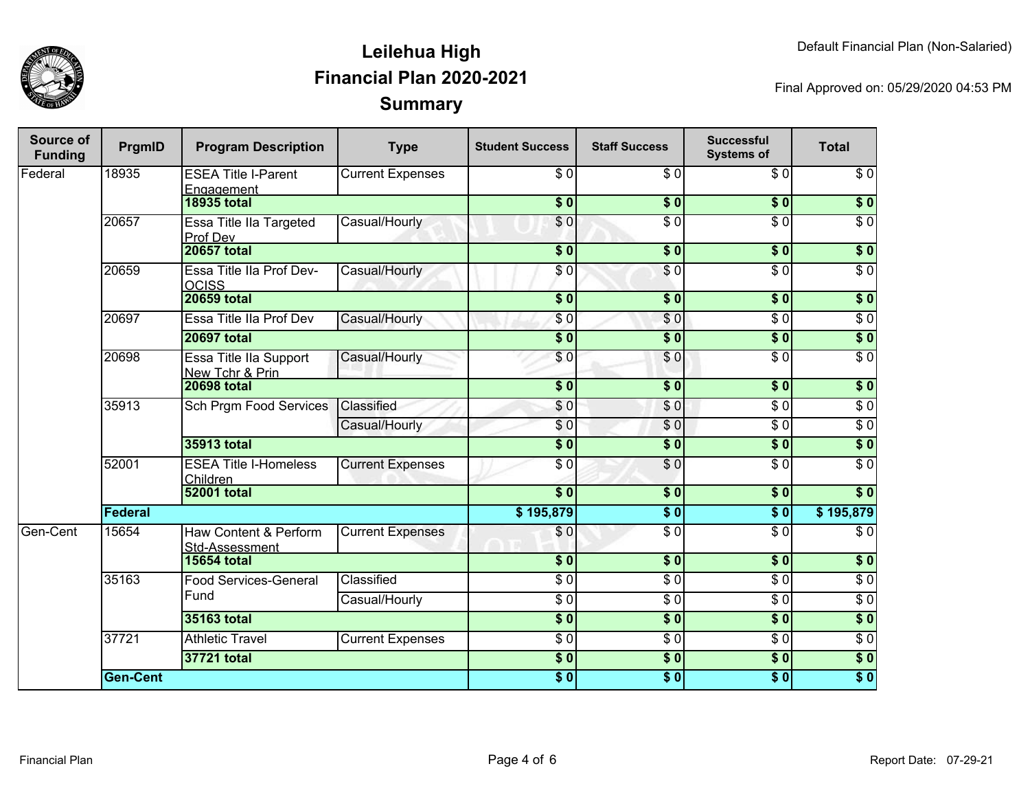# Leilehua High
## Financial Plan 2020-2021
### Summary

Default Financial Plan (Non-Salaried)

Final Approved on: 05/29/2020 04:53 PM

| Source of Funding | PrgmID | Program Description | Type | Student Success | Staff Success | Successful Systems of | Total |
|---|---|---|---|---|---|---|---|
| Federal | 18935 | ESEA Title I-Parent Engagement | Current Expenses | $ 0 | $ 0 | $ 0 | $ 0 |
| | | **18935 total** | | **$ 0** | **$ 0** | **$ 0** | **$ 0** |
| | 20657 | Essa Title IIa Targeted Prof Dev | Casual/Hourly | $ 0 | $ 0 | $ 0 | $ 0 |
| | | **20657 total** | | **$ 0** | **$ 0** | **$ 0** | **$ 0** |
| | 20659 | Essa Title IIa Prof Dev-OCISS | Casual/Hourly | $ 0 | $ 0 | $ 0 | $ 0 |
| | | **20659 total** | | **$ 0** | **$ 0** | **$ 0** | **$ 0** |
| | 20697 | Essa Title IIa Prof Dev | Casual/Hourly | $ 0 | $ 0 | $ 0 | $ 0 |
| | | **20697 total** | | **$ 0** | **$ 0** | **$ 0** | **$ 0** |
| | 20698 | Essa Title IIa Support New Tchr & Prin | Casual/Hourly | $ 0 | $ 0 | $ 0 | $ 0 |
| | | **20698 total** | | **$ 0** | **$ 0** | **$ 0** | **$ 0** |
| | 35913 | Sch Prgm Food Services | Classified | $ 0 | $ 0 | $ 0 | $ 0 |
| | | | Casual/Hourly | $ 0 | $ 0 | $ 0 | $ 0 |
| | | **35913 total** | | **$ 0** | **$ 0** | **$ 0** | **$ 0** |
| | 52001 | ESEA Title I-Homeless Children | Current Expenses | $ 0 | $ 0 | $ 0 | $ 0 |
| | | **52001 total** | | **$ 0** | **$ 0** | **$ 0** | **$ 0** |
| | **Federal** | | | **$ 195,879** | **$ 0** | **$ 0** | **$ 195,879** |
| Gen-Cent | 15654 | Haw Content & Perform Std-Assessment | Current Expenses | $ 0 | $ 0 | $ 0 | $ 0 |
| | | **15654 total** | | **$ 0** | **$ 0** | **$ 0** | **$ 0** |
| | 35163 | Food Services-General Fund | Classified | $ 0 | $ 0 | $ 0 | $ 0 |
| | | | Casual/Hourly | $ 0 | $ 0 | $ 0 | $ 0 |
| | | **35163 total** | | **$ 0** | **$ 0** | **$ 0** | **$ 0** |
| | 37721 | Athletic Travel | Current Expenses | $ 0 | $ 0 | $ 0 | $ 0 |
| | | **37721 total** | | **$ 0** | **$ 0** | **$ 0** | **$ 0** |
| | **Gen-Cent** | | | **$ 0** | **$ 0** | **$ 0** | **$ 0** |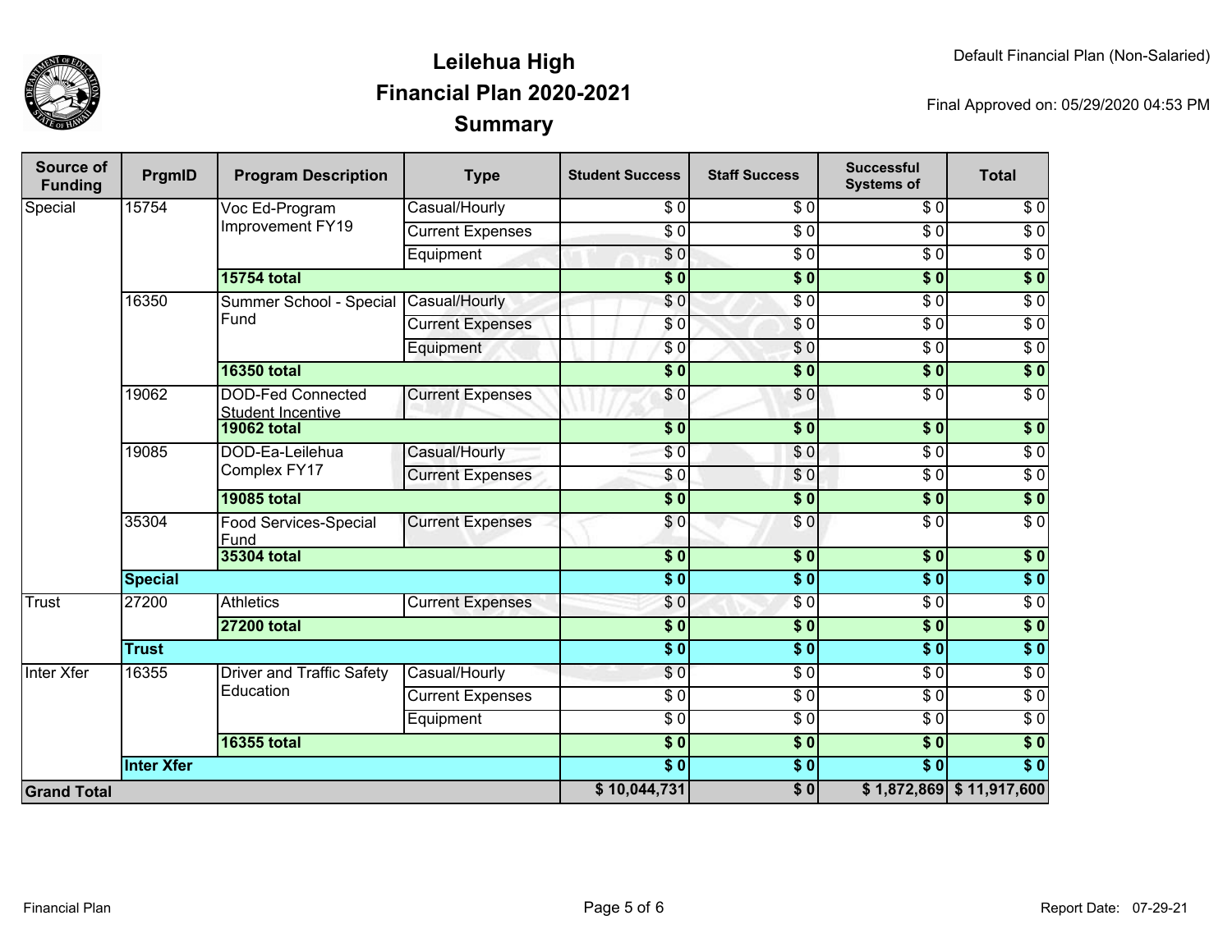# Leilehua High
# Financial Plan 2020-2021
# Summary

Default Financial Plan (Non-Salaried)

Final Approved on: 05/29/2020 04:53 PM

| Source of Funding | PrgmID | Program Description | Type | Student Success | Staff Success | Successful Systems of | Total |
|---|---|---|---|---|---|---|---|
| Special | 15754 | Voc Ed-Program Improvement FY19 | Casual/Hourly | $ 0 | $ 0 | $ 0 | $ 0 |
| | | | Current Expenses | $ 0 | $ 0 | $ 0 | $ 0 |
| | | | Equipment | $ 0 | $ 0 | $ 0 | $ 0 |
| | | **15754 total** | | **$ 0** | **$ 0** | **$ 0** | **$ 0** |
| | 16350 | Summer School - Special Fund | Casual/Hourly | $ 0 | $ 0 | $ 0 | $ 0 |
| | | | Current Expenses | $ 0 | $ 0 | $ 0 | $ 0 |
| | | | Equipment | $ 0 | $ 0 | $ 0 | $ 0 |
| | | **16350 total** | | **$ 0** | **$ 0** | **$ 0** | **$ 0** |
| | 19062 | DOD-Fed Connected Student Incentive | Current Expenses | $ 0 | $ 0 | $ 0 | $ 0 |
| | | **19062 total** | | **$ 0** | **$ 0** | **$ 0** | **$ 0** |
| | 19085 | DOD-Ea-Leilehua Complex FY17 | Casual/Hourly | $ 0 | $ 0 | $ 0 | $ 0 |
| | | | Current Expenses | $ 0 | $ 0 | $ 0 | $ 0 |
| | | **19085 total** | | **$ 0** | **$ 0** | **$ 0** | **$ 0** |
| | 35304 | Food Services-Special Fund | Current Expenses | $ 0 | $ 0 | $ 0 | $ 0 |
| | | **35304 total** | | **$ 0** | **$ 0** | **$ 0** | **$ 0** |
| | **Special** | | | **$ 0** | **$ 0** | **$ 0** | **$ 0** |
| Trust | 27200 | Athletics | Current Expenses | $ 0 | $ 0 | $ 0 | $ 0 |
| | | **27200 total** | | **$ 0** | **$ 0** | **$ 0** | **$ 0** |
| | **Trust** | | | **$ 0** | **$ 0** | **$ 0** | **$ 0** |
| Inter Xfer | 16355 | Driver and Traffic Safety Education | Casual/Hourly | $ 0 | $ 0 | $ 0 | $ 0 |
| | | | Current Expenses | $ 0 | $ 0 | $ 0 | $ 0 |
| | | | Equipment | $ 0 | $ 0 | $ 0 | $ 0 |
| | | **16355 total** | | **$ 0** | **$ 0** | **$ 0** | **$ 0** |
| | **Inter Xfer** | | | **$ 0** | **$ 0** | **$ 0** | **$ 0** |
| **Grand Total** | | | | **$ 10,044,731** | **$ 0** | **$ 1,872,869** | **$ 11,917,600** |

Financial Plan

Report Date: 07-29-21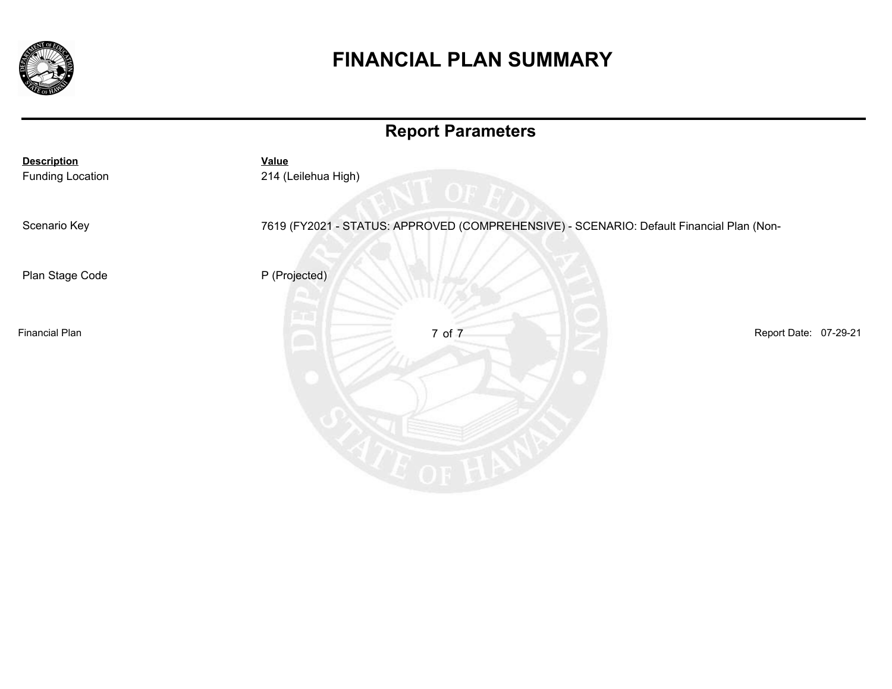# FINANCIAL PLAN SUMMARY

## Report Parameters

| Description | Value |
| --- | --- |
| Funding Location | 214 (Leilehua High) |
| Scenario Key | 7619 (FY2021 - STATUS: APPROVED (COMPREHENSIVE) - SCENARIO: Default Financial Plan (Non- |
| Plan Stage Code | P (Projected) |